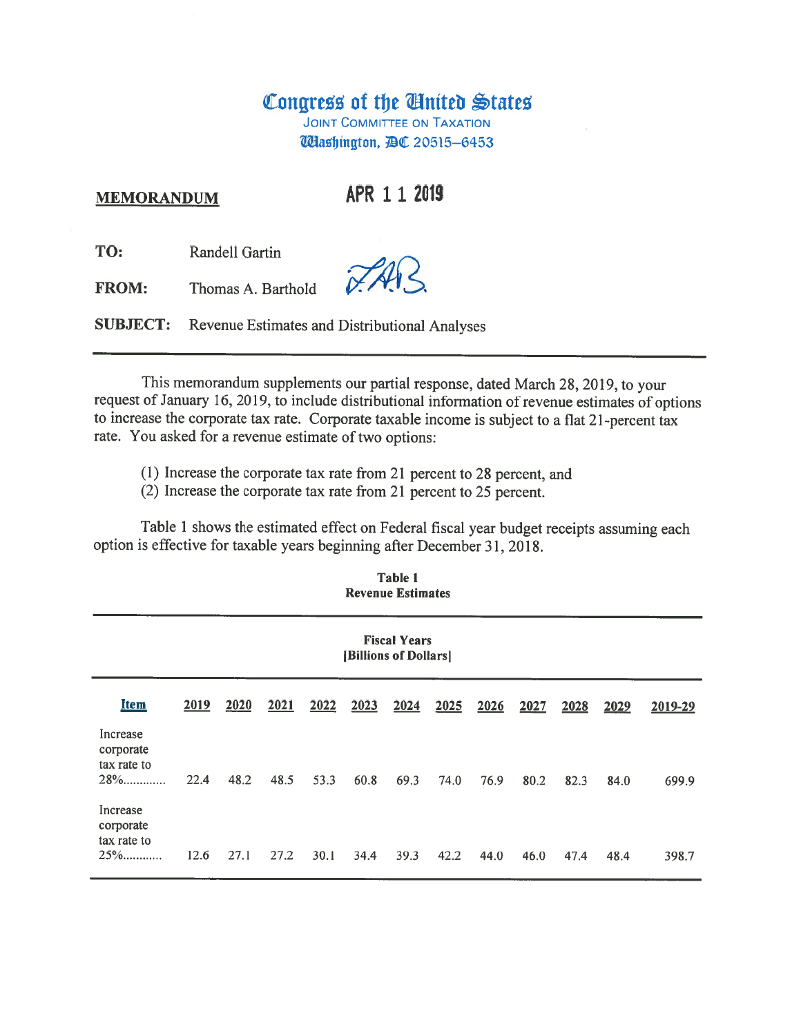# Congress of the United States

JOINT COMMITTEE ON TAXATION
Washington, DC 20515–6453

**MEMORANDUM** APR 1 1 2019

**TO:** Randell Gartin

**FROM:** Thomas A. Barthold

**SUBJECT:** Revenue Estimates and Distributional Analyses

---

This memorandum supplements our partial response, dated March 28, 2019, to your request of January 16, 2019, to include distributional information of revenue estimates of options to increase the corporate tax rate. Corporate taxable income is subject to a flat 21-percent tax rate. You asked for a revenue estimate of two options:

(1) Increase the corporate tax rate from 21 percent to 28 percent, and
(2) Increase the corporate tax rate from 21 percent to 25 percent.

Table 1 shows the estimated effect on Federal fiscal year budget receipts assuming each option is effective for taxable years beginning after December 31, 2018.

**Table 1**
**Revenue Estimates**

| | **Fiscal Years [Billions of Dollars]** | | | | | | | | | | | |
|---|---|---|---|---|---|---|---|---|---|---|---|---|
| **Item** | **2019** | **2020** | **2021** | **2022** | **2023** | **2024** | **2025** | **2026** | **2027** | **2028** | **2029** | **2019-29** |
| Increase corporate tax rate to 28%............. | 22.4 | 48.2 | 48.5 | 53.3 | 60.8 | 69.3 | 74.0 | 76.9 | 80.2 | 82.3 | 84.0 | 699.9 |
| Increase corporate tax rate to 25%............ | 12.6 | 27.1 | 27.2 | 30.1 | 34.4 | 39.3 | 42.2 | 44.0 | 46.0 | 47.4 | 48.4 | 398.7 |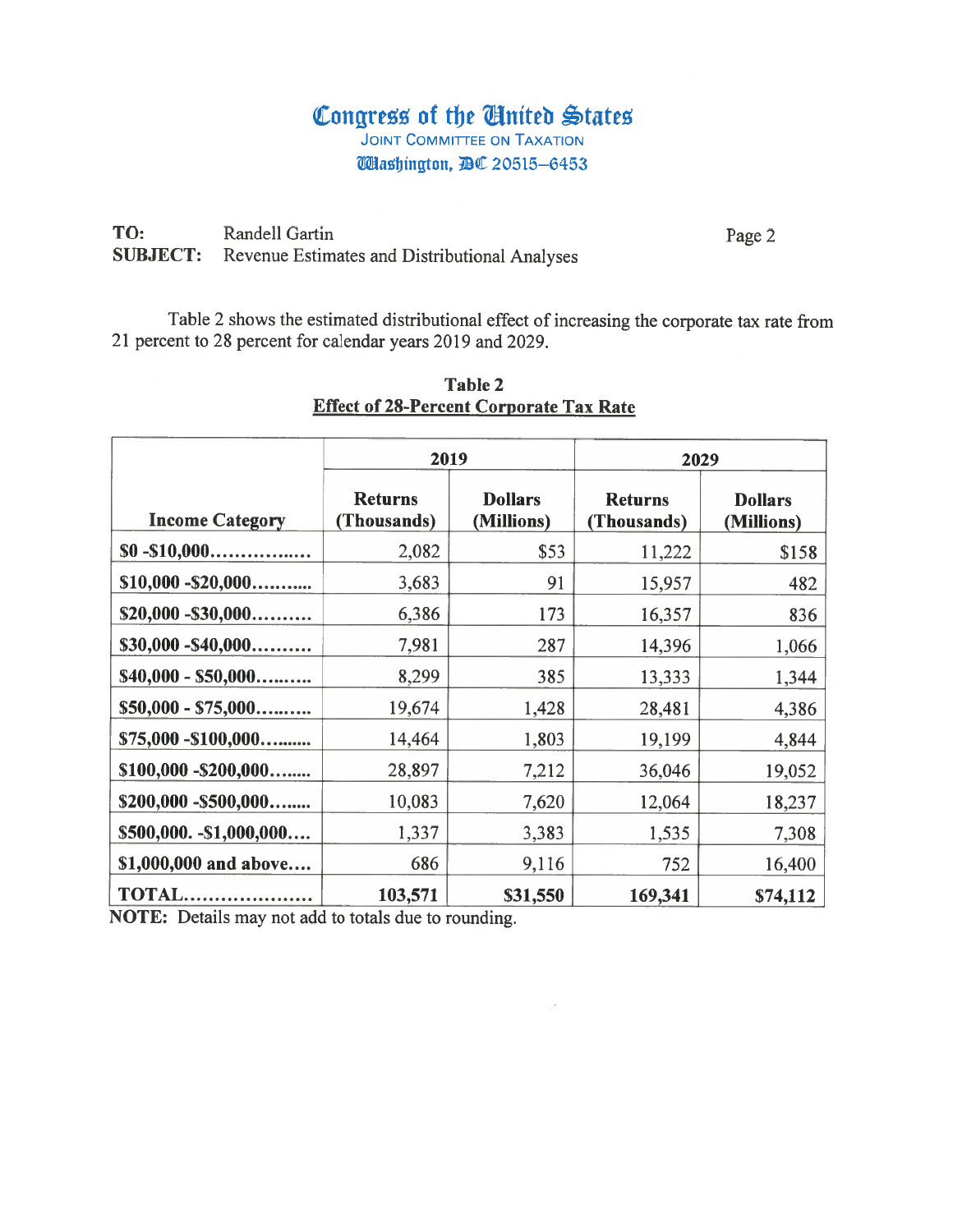# Congress of the United States
JOINT COMMITTEE ON TAXATION
Washington, DC 20515–6453

**TO:** Randell Gartin
**SUBJECT:** Revenue Estimates and Distributional Analyses

Table 2 shows the estimated distributional effect of increasing the corporate tax rate from 21 percent to 28 percent for calendar years 2019 and 2029.

**Table 2**
**Effect of 28-Percent Corporate Tax Rate**

| | 2019 | | 2029 | |
|---|---|---|---|---|
| **Income Category** | **Returns (Thousands)** | **Dollars (Millions)** | **Returns (Thousands)** | **Dollars (Millions)** |
| $0 -$10,000................ | 2,082 | $53 | 11,222 | $158 |
| $10,000 -$20,000.......... | 3,683 | 91 | 15,957 | 482 |
| $20,000 -$30,000.......... | 6,386 | 173 | 16,357 | 836 |
| $30,000 -$40,000.......... | 7,981 | 287 | 14,396 | 1,066 |
| $40,000 - $50,000.......... | 8,299 | 385 | 13,333 | 1,344 |
| $50,000 - $75,000.......... | 19,674 | 1,428 | 28,481 | 4,386 |
| $75,000 -$100,000.......... | 14,464 | 1,803 | 19,199 | 4,844 |
| $100,000 -$200,000........ | 28,897 | 7,212 | 36,046 | 19,052 |
| $200,000 -$500,000........ | 10,083 | 7,620 | 12,064 | 18,237 |
| $500,000. -$1,000,000.... | 1,337 | 3,383 | 1,535 | 7,308 |
| $1,000,000 and above.... | 686 | 9,116 | 752 | 16,400 |
| **TOTAL....................** | **103,571** | **$31,550** | **169,341** | **$74,112** |

**NOTE:** Details may not add to totals due to rounding.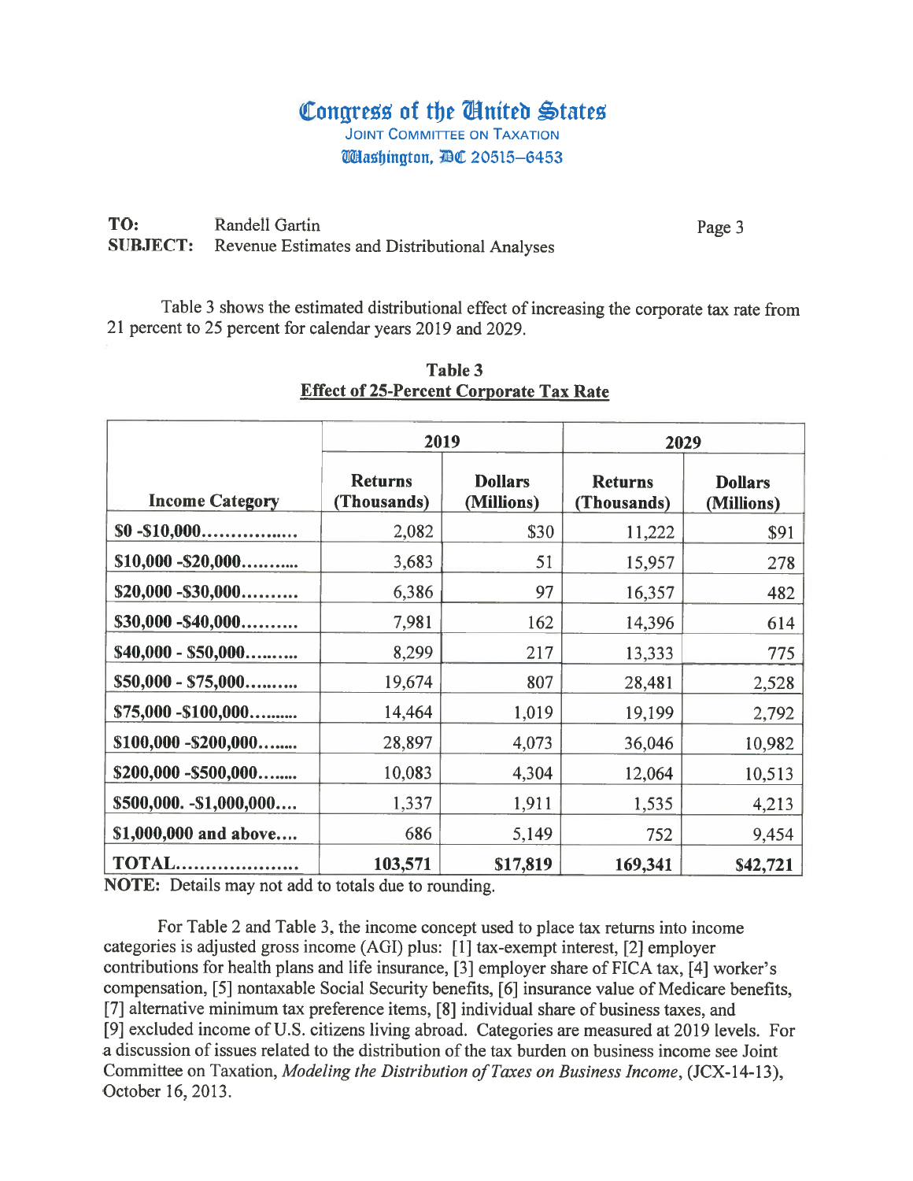# Congress of the United States
JOINT COMMITTEE ON TAXATION
Washington, DC 20515–6453

**TO:** Randell Gartin
**SUBJECT:** Revenue Estimates and Distributional Analyses

Table 3 shows the estimated distributional effect of increasing the corporate tax rate from 21 percent to 25 percent for calendar years 2019 and 2029.

**Table 3**
**Effect of 25-Percent Corporate Tax Rate**

| Income Category | 2019 | | 2029 | |
|---|---|---|---|---|
| | Returns (Thousands) | Dollars (Millions) | Returns (Thousands) | Dollars (Millions) |
| $0 -$10,000................ | 2,082 | $30 | 11,222 | $91 |
| $10,000 -$20,000.......... | 3,683 | 51 | 15,957 | 278 |
| $20,000 -$30,000.......... | 6,386 | 97 | 16,357 | 482 |
| $30,000 -$40,000.......... | 7,981 | 162 | 14,396 | 614 |
| $40,000 - $50,000.......... | 8,299 | 217 | 13,333 | 775 |
| $50,000 - $75,000.......... | 19,674 | 807 | 28,481 | 2,528 |
| $75,000 -$100,000.......... | 14,464 | 1,019 | 19,199 | 2,792 |
| $100,000 -$200,000........ | 28,897 | 4,073 | 36,046 | 10,982 |
| $200,000 -$500,000........ | 10,083 | 4,304 | 12,064 | 10,513 |
| $500,000. -$1,000,000.... | 1,337 | 1,911 | 1,535 | 4,213 |
| $1,000,000 and above.... | 686 | 5,149 | 752 | 9,454 |
| **TOTAL....................** | **103,571** | **$17,819** | **169,341** | **$42,721** |

**NOTE:** Details may not add to totals due to rounding.

For Table 2 and Table 3, the income concept used to place tax returns into income categories is adjusted gross income (AGI) plus: [1] tax-exempt interest, [2] employer contributions for health plans and life insurance, [3] employer share of FICA tax, [4] worker's compensation, [5] nontaxable Social Security benefits, [6] insurance value of Medicare benefits, [7] alternative minimum tax preference items, [8] individual share of business taxes, and [9] excluded income of U.S. citizens living abroad. Categories are measured at 2019 levels. For a discussion of issues related to the distribution of the tax burden on business income see Joint Committee on Taxation, *Modeling the Distribution of Taxes on Business Income*, (JCX-14-13), October 16, 2013.